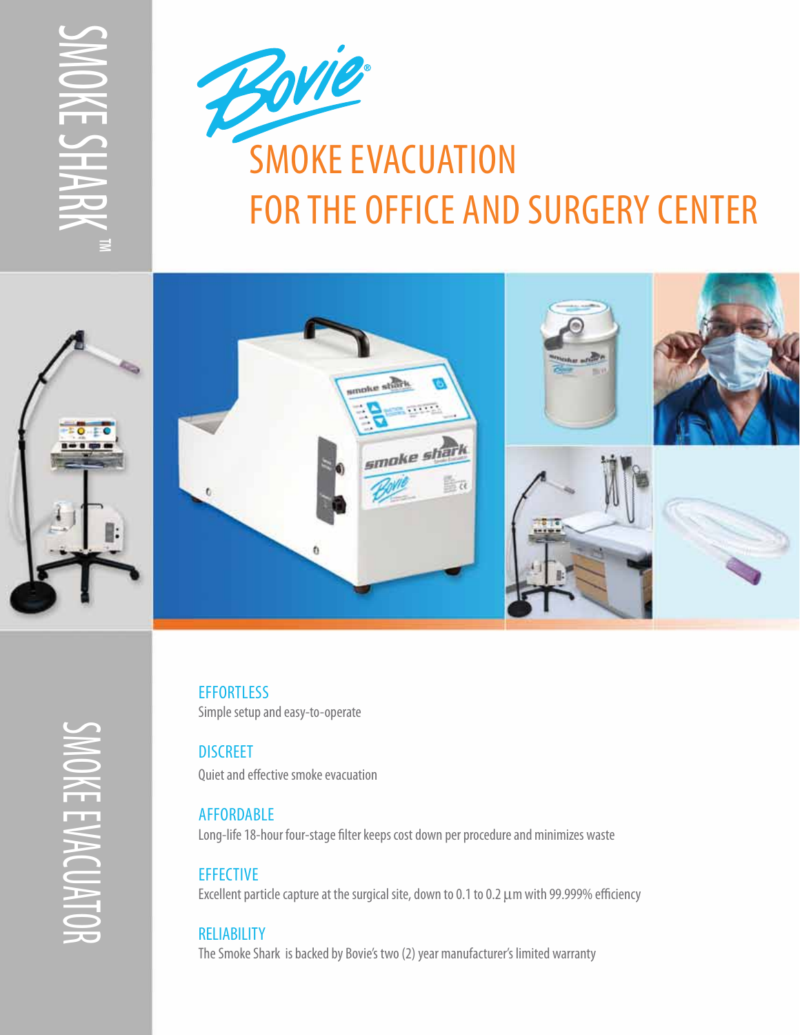SMOKE SHARK™

Bovie®

# SMOKE EVACUATION FOR THE OFFICE AND SURGERY CENTER

SMOKE EVACUATOR

## EFFORTLESS

Simple setup and easy-to-operate

## DISCREET

Quiet and effective smoke evacuation

## AFFORDABLE

Long-life 18-hour four-stage filter keeps cost down per procedure and minimizes waste

## EFFECTIVE

Excellent particle capture at the surgical site, down to 0.1 to 0.2 µm with 99.999% efficiency

## RELIABILITY

The Smoke Shark is backed by Bovie's two (2) year manufacturer's limited warranty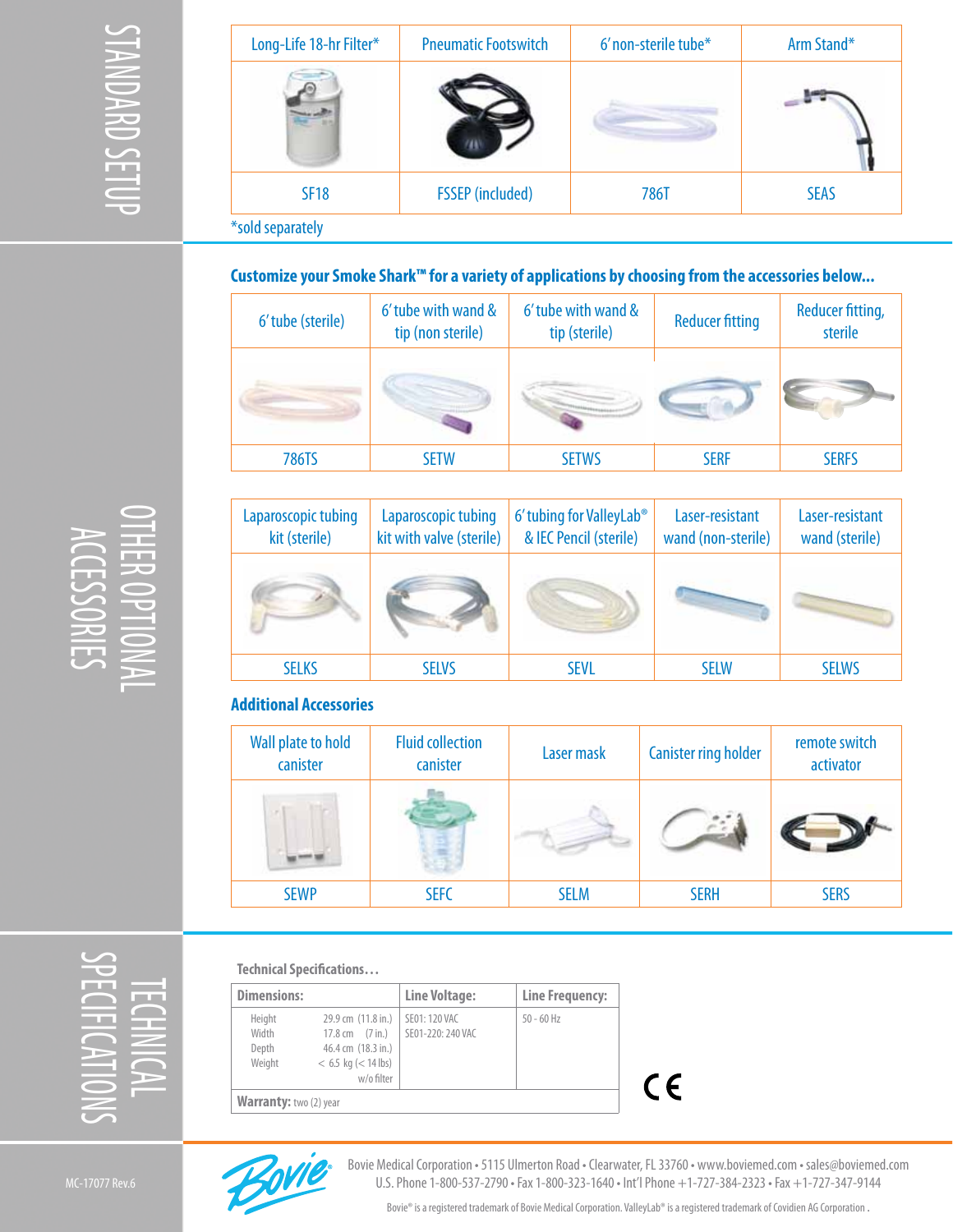## STANDARD SETUP

| Long-Life 18-hr Filter* | Pneumatic Footswitch | 6′ non-sterile tube* | Arm Stand* |
|---|---|---|---|
| SF18 | FSSEP (included) | 786T | SEAS |

*sold separately

## OTHER OPTIONAL ACCESSORIES

**Customize your Smoke Shark™ for a variety of applications by choosing from the accessories below...**

| 6′ tube (sterile) | 6′ tube with wand & tip (non sterile) | 6′ tube with wand & tip (sterile) | Reducer fitting | Reducer fitting, sterile |
|---|---|---|---|---|
| 786TS | SETW | SETWS | SERF | SERFS |

| Laparoscopic tubing kit (sterile) | Laparoscopic tubing kit with valve (sterile) | 6′ tubing for ValleyLab® & IEC Pencil (sterile) | Laser-resistant wand (non-sterile) | Laser-resistant wand (sterile) |
|---|---|---|---|---|
| SELKS | SELVS | SEVL | SELW | SELWS |

### Additional Accessories

| Wall plate to hold canister | Fluid collection canister | Laser mask | Canister ring holder | remote switch activator |
|---|---|---|---|---|
| SEWP | SEFC | SELM | SERH | SERS |

## TECHNICAL SPECIFICATIONS

**Technical Specifications…**

| Dimensions: | Line Voltage: | Line Frequency: |
|---|---|---|
| Height 29.9 cm (11.8 in.)<br>Width 17.8 cm (7 in.)<br>Depth 46.4 cm (18.3 in.)<br>Weight < 6.5 kg (< 14 lbs) w/o filter | SE01: 120 VAC<br>SE01-220: 240 VAC | 50 - 60 Hz |
| **Warranty:** two (2) year | | |

CE

MC-17077 Rev.6

Bovie Medical Corporation • 5115 Ulmerton Road • Clearwater, FL 33760 • www.boviemed.com • sales@boviemed.com
U.S. Phone 1-800-537-2790 • Fax 1-800-323-1640 • Int'l Phone +1-727-384-2323 • Fax +1-727-347-9144

Bovie® is a registered trademark of Bovie Medical Corporation. ValleyLab® is a registered trademark of Covidien AG Corporation.